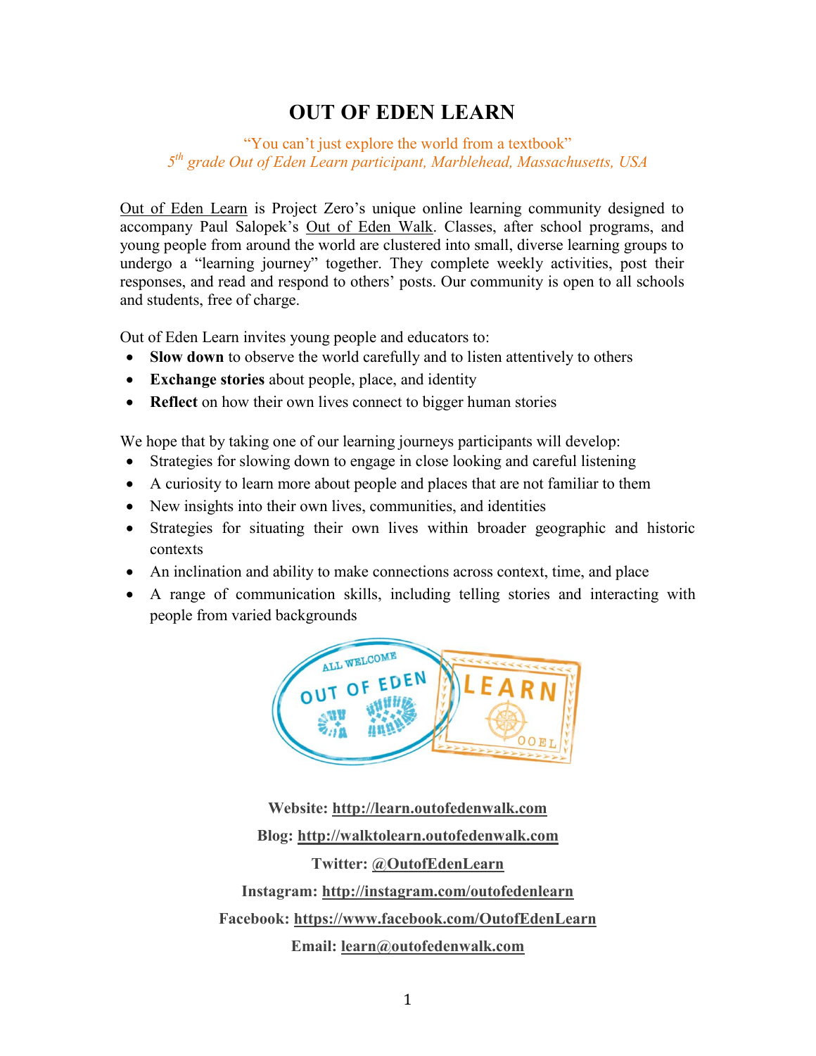# OUT OF EDEN LEARN

"You can't just explore the world from a textbook"
*5th grade Out of Eden Learn participant, Marblehead, Massachusetts, USA*

Out of Eden Learn is Project Zero's unique online learning community designed to accompany Paul Salopek's Out of Eden Walk. Classes, after school programs, and young people from around the world are clustered into small, diverse learning groups to undergo a "learning journey" together. They complete weekly activities, post their responses, and read and respond to others' posts. Our community is open to all schools and students, free of charge.

Out of Eden Learn invites young people and educators to:

- **Slow down** to observe the world carefully and to listen attentively to others
- **Exchange stories** about people, place, and identity
- **Reflect** on how their own lives connect to bigger human stories

We hope that by taking one of our learning journeys participants will develop:

- Strategies for slowing down to engage in close looking and careful listening
- A curiosity to learn more about people and places that are not familiar to them
- New insights into their own lives, communities, and identities
- Strategies for situating their own lives within broader geographic and historic contexts
- An inclination and ability to make connections across context, time, and place
- A range of communication skills, including telling stories and interacting with people from varied backgrounds

**Website:** http://learn.outofedenwalk.com

**Blog:** http://walktolearn.outofedenwalk.com

**Twitter:** @OutofEdenLearn

**Instagram:** http://instagram.com/outofedenlearn

**Facebook:** https://www.facebook.com/OutofEdenLearn

**Email:** learn@outofedenwalk.com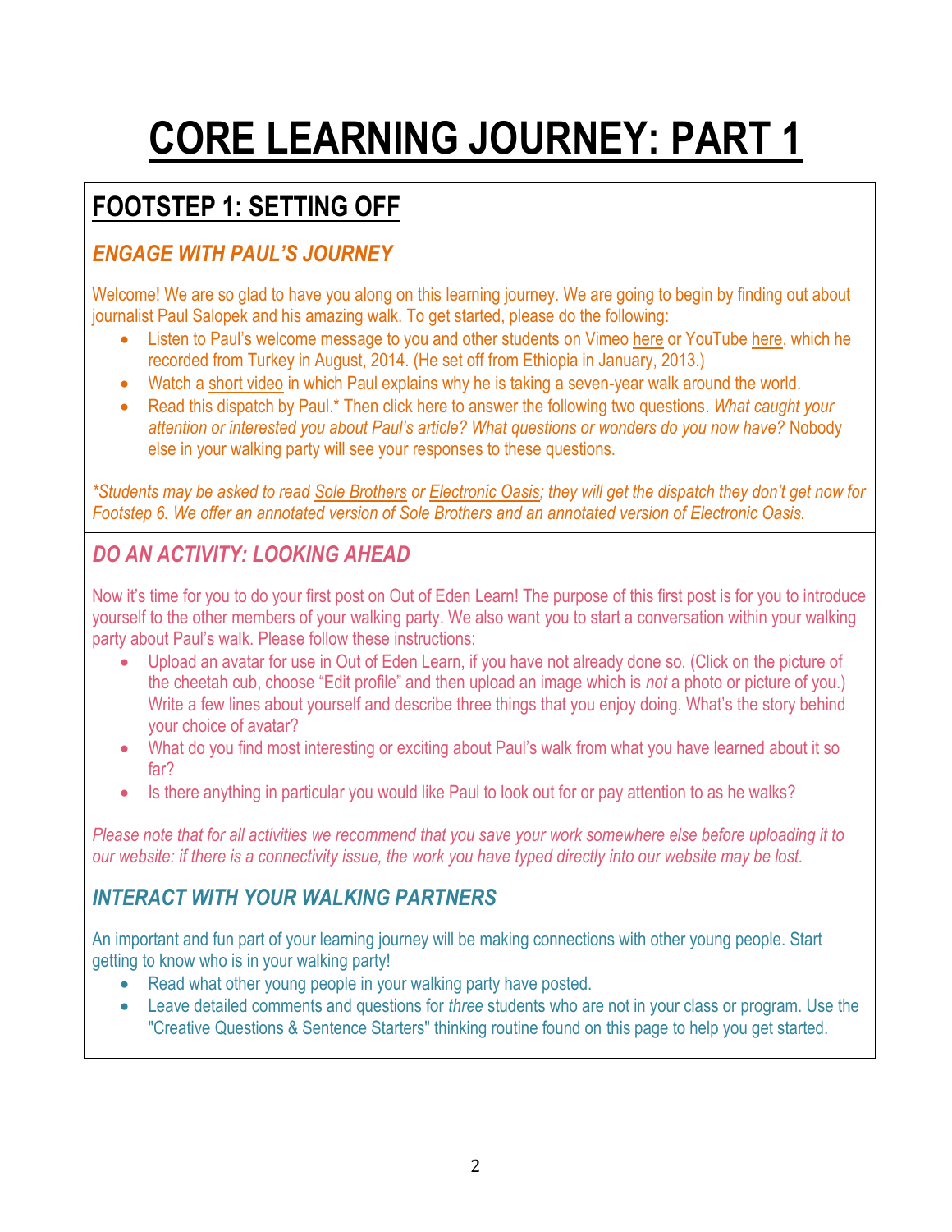# CORE LEARNING JOURNEY: PART 1

## FOOTSTEP 1: SETTING OFF

### *ENGAGE WITH PAUL'S JOURNEY*

Welcome! We are so glad to have you along on this learning journey. We are going to begin by finding out about journalist Paul Salopek and his amazing walk. To get started, please do the following:

- Listen to Paul's welcome message to you and other students on Vimeo here or YouTube here, which he recorded from Turkey in August, 2014. (He set off from Ethiopia in January, 2013.)
- Watch a short video in which Paul explains why he is taking a seven-year walk around the world.
- Read this dispatch by Paul.* Then click here to answer the following two questions. *What caught your attention or interested you about Paul's article? What questions or wonders do you now have?* Nobody else in your walking party will see your responses to these questions.

**Students may be asked to read Sole Brothers or Electronic Oasis; they will get the dispatch they don't get now for Footstep 6. We offer an annotated version of Sole Brothers and an annotated version of Electronic Oasis.*

### *DO AN ACTIVITY: LOOKING AHEAD*

Now it's time for you to do your first post on Out of Eden Learn! The purpose of this first post is for you to introduce yourself to the other members of your walking party. We also want you to start a conversation within your walking party about Paul's walk. Please follow these instructions:

- Upload an avatar for use in Out of Eden Learn, if you have not already done so. (Click on the picture of the cheetah cub, choose "Edit profile" and then upload an image which is *not* a photo or picture of you.) Write a few lines about yourself and describe three things that you enjoy doing. What's the story behind your choice of avatar?
- What do you find most interesting or exciting about Paul's walk from what you have learned about it so far?
- Is there anything in particular you would like Paul to look out for or pay attention to as he walks?

*Please note that for all activities we recommend that you save your work somewhere else before uploading it to our website: if there is a connectivity issue, the work you have typed directly into our website may be lost.*

### *INTERACT WITH YOUR WALKING PARTNERS*

An important and fun part of your learning journey will be making connections with other young people. Start getting to know who is in your walking party!

- Read what other young people in your walking party have posted.
- Leave detailed comments and questions for *three* students who are not in your class or program. Use the "Creative Questions & Sentence Starters" thinking routine found on this page to help you get started.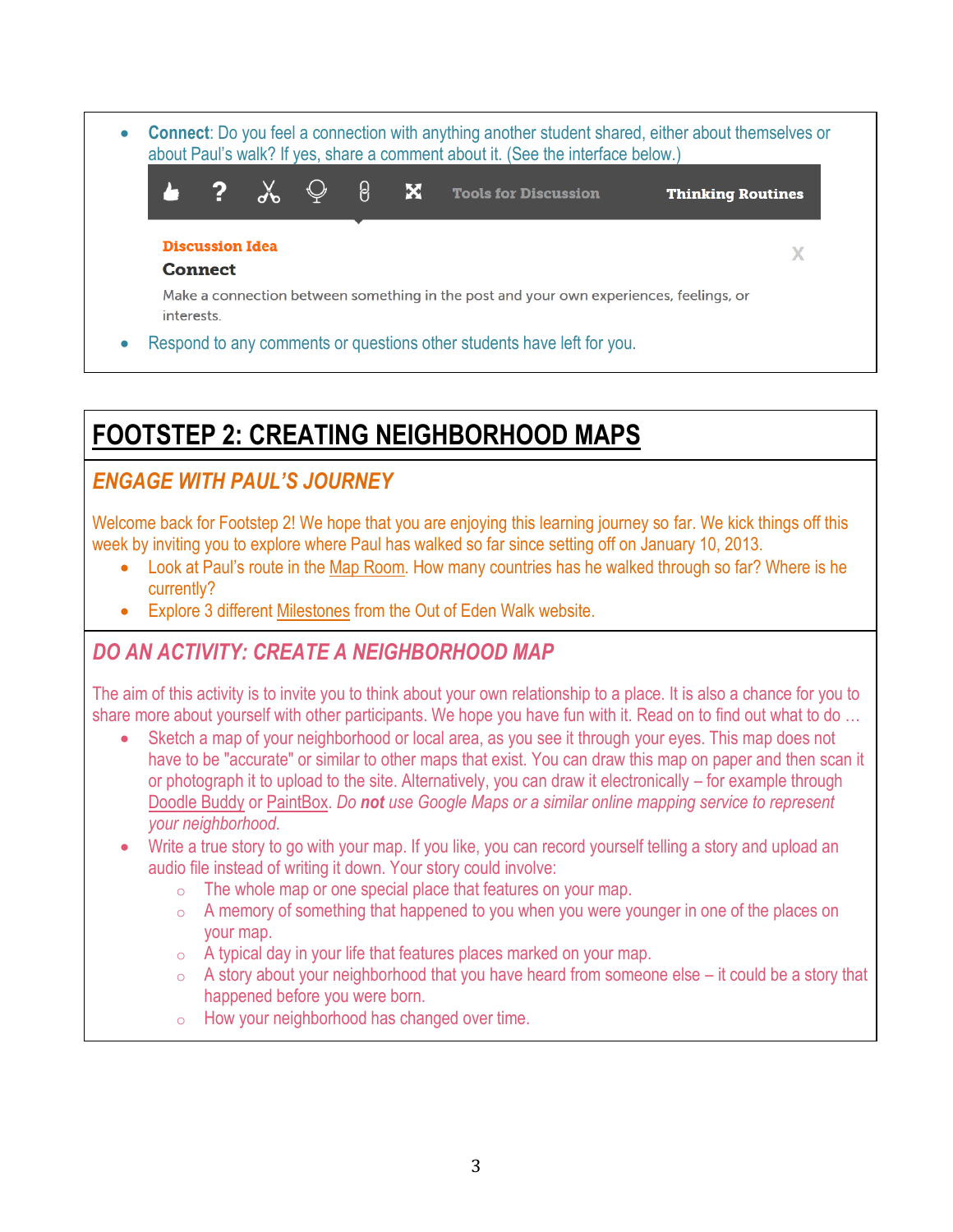- **Connect**: Do you feel a connection with anything another student shared, either about themselves or about Paul's walk? If yes, share a comment about it. (See the interface below.)

Tools for Discussion | Thinking Routines

**Discussion Idea**

**Connect**

Make a connection between something in the post and your own experiences, feelings, or interests.

- Respond to any comments or questions other students have left for you.

# FOOTSTEP 2: CREATING NEIGHBORHOOD MAPS

## ENGAGE WITH PAUL'S JOURNEY

Welcome back for Footstep 2! We hope that you are enjoying this learning journey so far. We kick things off this week by inviting you to explore where Paul has walked so far since setting off on January 10, 2013.

- Look at Paul's route in the Map Room. How many countries has he walked through so far? Where is he currently?
- Explore 3 different Milestones from the Out of Eden Walk website.

## DO AN ACTIVITY: CREATE A NEIGHBORHOOD MAP

The aim of this activity is to invite you to think about your own relationship to a place. It is also a chance for you to share more about yourself with other participants. We hope you have fun with it. Read on to find out what to do …

- Sketch a map of your neighborhood or local area, as you see it through your eyes. This map does not have to be "accurate" or similar to other maps that exist. You can draw this map on paper and then scan it or photograph it to upload to the site. Alternatively, you can draw it electronically – for example through Doodle Buddy or PaintBox. *Do **not** use Google Maps or a similar online mapping service to represent your neighborhood.*
- Write a true story to go with your map. If you like, you can record yourself telling a story and upload an audio file instead of writing it down. Your story could involve:
  - The whole map or one special place that features on your map.
  - A memory of something that happened to you when you were younger in one of the places on your map.
  - A typical day in your life that features places marked on your map.
  - A story about your neighborhood that you have heard from someone else – it could be a story that happened before you were born.
  - How your neighborhood has changed over time.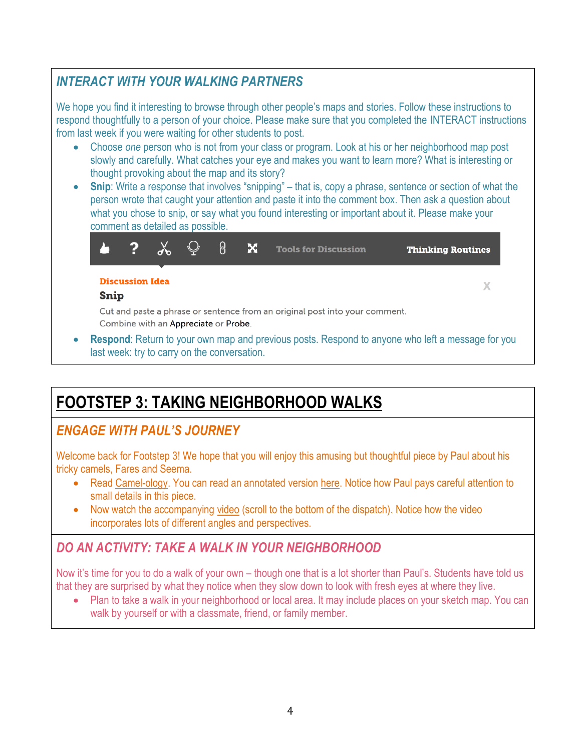## *INTERACT WITH YOUR WALKING PARTNERS*

We hope you find it interesting to browse through other people's maps and stories. Follow these instructions to respond thoughtfully to a person of your choice. Please make sure that you completed the INTERACT instructions from last week if you were waiting for other students to post.

- Choose *one* person who is not from your class or program. Look at his or her neighborhood map post slowly and carefully. What catches your eye and makes you want to learn more? What is interesting or thought provoking about the map and its story?
- **Snip**: Write a response that involves "snipping" – that is, copy a phrase, sentence or section of what the person wrote that caught your attention and paste it into the comment box. Then ask a question about what you chose to snip, or say what you found interesting or important about it. Please make your comment as detailed as possible.

  Tools for Discussion | **Thinking Routines**

  **Discussion Idea**

  **Snip**

  Cut and paste a phrase or sentence from an original post into your comment. Combine with an Appreciate or Probe.

- **Respond**: Return to your own map and previous posts. Respond to anyone who left a message for you last week: try to carry on the conversation.

# FOOTSTEP 3: TAKING NEIGHBORHOOD WALKS

## *ENGAGE WITH PAUL'S JOURNEY*

Welcome back for Footstep 3! We hope that you will enjoy this amusing but thoughtful piece by Paul about his tricky camels, Fares and Seema.

- Read Camel-ology. You can read an annotated version here. Notice how Paul pays careful attention to small details in this piece.
- Now watch the accompanying video (scroll to the bottom of the dispatch). Notice how the video incorporates lots of different angles and perspectives.

## *DO AN ACTIVITY: TAKE A WALK IN YOUR NEIGHBORHOOD*

Now it's time for you to do a walk of your own – though one that is a lot shorter than Paul's. Students have told us that they are surprised by what they notice when they slow down to look with fresh eyes at where they live.

- Plan to take a walk in your neighborhood or local area. It may include places on your sketch map. You can walk by yourself or with a classmate, friend, or family member.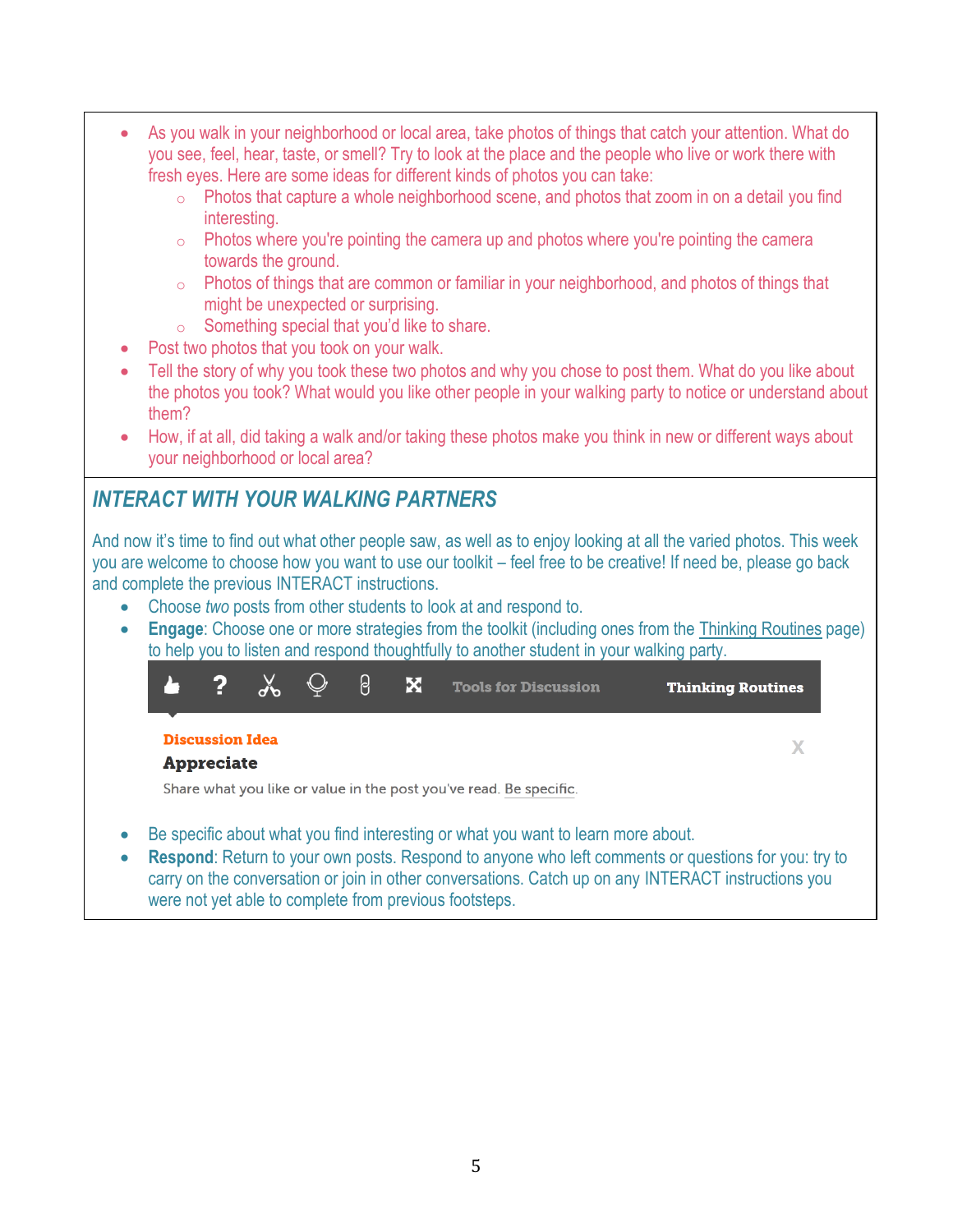- As you walk in your neighborhood or local area, take photos of things that catch your attention. What do you see, feel, hear, taste, or smell? Try to look at the place and the people who live or work there with fresh eyes. Here are some ideas for different kinds of photos you can take:
    - Photos that capture a whole neighborhood scene, and photos that zoom in on a detail you find interesting.
    - Photos where you're pointing the camera up and photos where you're pointing the camera towards the ground.
    - Photos of things that are common or familiar in your neighborhood, and photos of things that might be unexpected or surprising.
    - Something special that you'd like to share.
- Post two photos that you took on your walk.
- Tell the story of why you took these two photos and why you chose to post them. What do you like about the photos you took? What would you like other people in your walking party to notice or understand about them?
- How, if at all, did taking a walk and/or taking these photos make you think in new or different ways about your neighborhood or local area?

## *INTERACT WITH YOUR WALKING PARTNERS*

And now it's time to find out what other people saw, as well as to enjoy looking at all the varied photos. This week you are welcome to choose how you want to use our toolkit – feel free to be creative! If need be, please go back and complete the previous INTERACT instructions.

- Choose *two* posts from other students to look at and respond to.
- **Engage**: Choose one or more strategies from the toolkit (including ones from the Thinking Routines page) to help you to listen and respond thoughtfully to another student in your walking party.

Tools for Discussion | Thinking Routines

**Discussion Idea**

**Appreciate**

Share what you like or value in the post you've read. Be specific.

- Be specific about what you find interesting or what you want to learn more about.
- **Respond**: Return to your own posts. Respond to anyone who left comments or questions for you: try to carry on the conversation or join in other conversations. Catch up on any INTERACT instructions you were not yet able to complete from previous footsteps.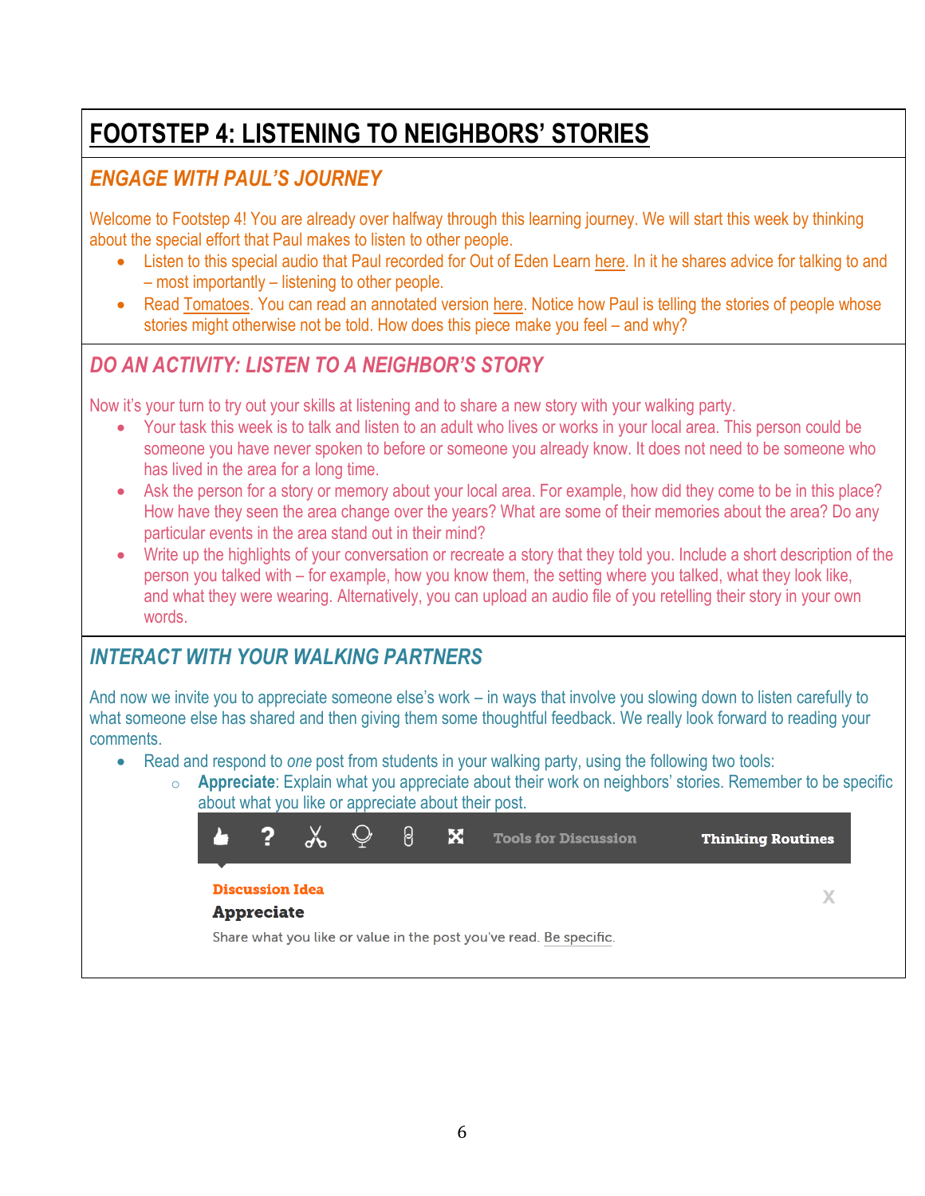# FOOTSTEP 4: LISTENING TO NEIGHBORS' STORIES

## *ENGAGE WITH PAUL'S JOURNEY*

Welcome to Footstep 4! You are already over halfway through this learning journey. We will start this week by thinking about the special effort that Paul makes to listen to other people.

- Listen to this special audio that Paul recorded for Out of Eden Learn here. In it he shares advice for talking to and – most importantly – listening to other people.
- Read Tomatoes. You can read an annotated version here. Notice how Paul is telling the stories of people whose stories might otherwise not be told. How does this piece make you feel – and why?

## *DO AN ACTIVITY: LISTEN TO A NEIGHBOR'S STORY*

Now it's your turn to try out your skills at listening and to share a new story with your walking party.

- Your task this week is to talk and listen to an adult who lives or works in your local area. This person could be someone you have never spoken to before or someone you already know. It does not need to be someone who has lived in the area for a long time.
- Ask the person for a story or memory about your local area. For example, how did they come to be in this place? How have they seen the area change over the years? What are some of their memories about the area? Do any particular events in the area stand out in their mind?
- Write up the highlights of your conversation or recreate a story that they told you. Include a short description of the person you talked with – for example, how you know them, the setting where you talked, what they look like, and what they were wearing. Alternatively, you can upload an audio file of you retelling their story in your own words.

## *INTERACT WITH YOUR WALKING PARTNERS*

And now we invite you to appreciate someone else's work – in ways that involve you slowing down to listen carefully to what someone else has shared and then giving them some thoughtful feedback. We really look forward to reading your comments.

- Read and respond to *one* post from students in your walking party, using the following two tools:
  - **Appreciate**: Explain what you appreciate about their work on neighbors' stories. Remember to be specific about what you like or appreciate about their post.

Tools for Discussion | Thinking Routines

**Discussion Idea**

**Appreciate**

Share what you like or value in the post you've read. Be specific.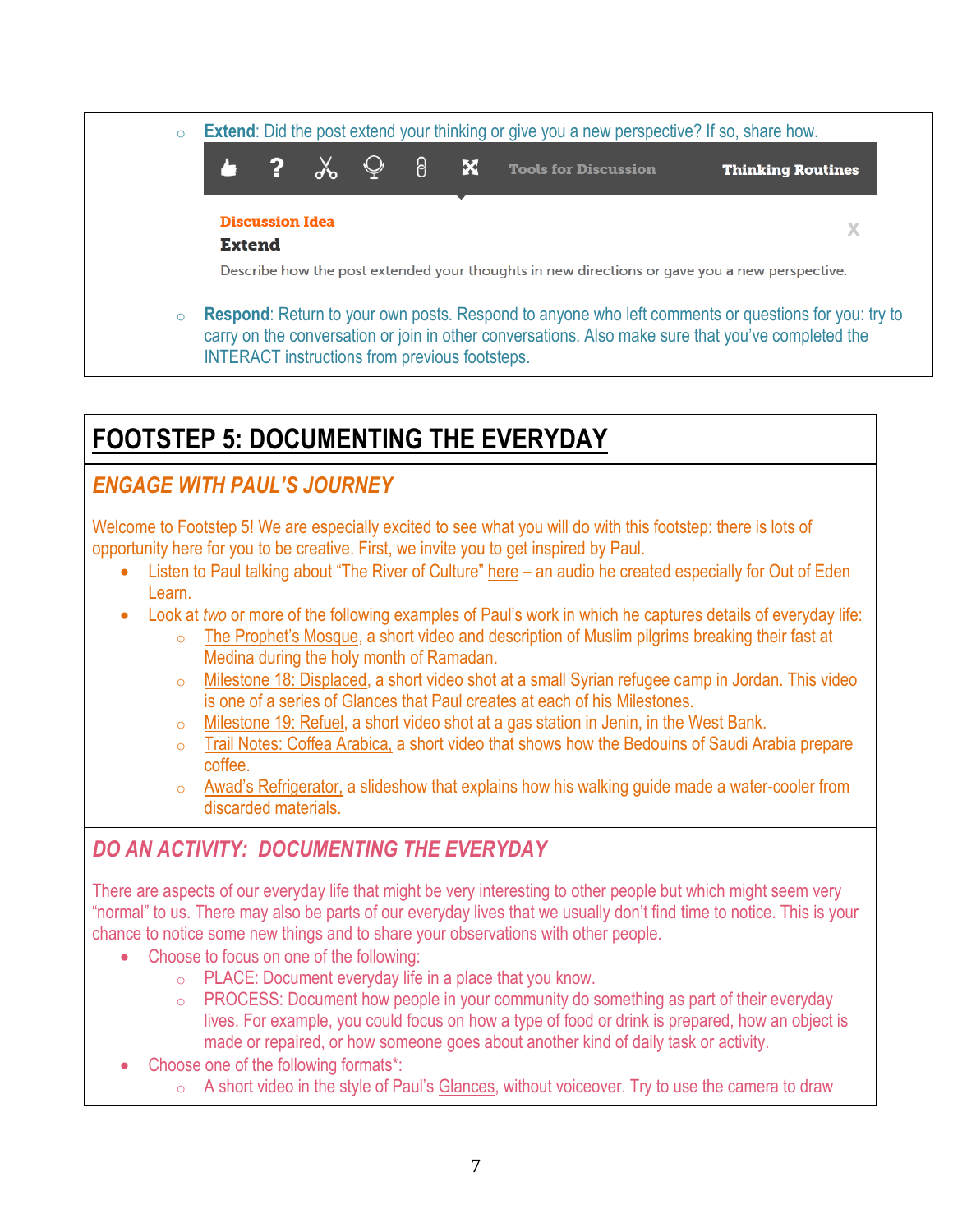- **Extend**: Did the post extend your thinking or give you a new perspective? If so, share how.

  Tools for Discussion | Thinking Routines

  **Discussion Idea**
  **Extend**
  Describe how the post extended your thoughts in new directions or gave you a new perspective.

- **Respond**: Return to your own posts. Respond to anyone who left comments or questions for you: try to carry on the conversation or join in other conversations. Also make sure that you've completed the INTERACT instructions from previous footsteps.

# FOOTSTEP 5: DOCUMENTING THE EVERYDAY

## *ENGAGE WITH PAUL'S JOURNEY*

Welcome to Footstep 5! We are especially excited to see what you will do with this footstep: there is lots of opportunity here for you to be creative. First, we invite you to get inspired by Paul.

- Listen to Paul talking about "The River of Culture" here – an audio he created especially for Out of Eden Learn.
- Look at *two* or more of the following examples of Paul's work in which he captures details of everyday life:
  - The Prophet's Mosque, a short video and description of Muslim pilgrims breaking their fast at Medina during the holy month of Ramadan.
  - Milestone 18: Displaced, a short video shot at a small Syrian refugee camp in Jordan. This video is one of a series of Glances that Paul creates at each of his Milestones.
  - Milestone 19: Refuel, a short video shot at a gas station in Jenin, in the West Bank.
  - Trail Notes: Coffea Arabica, a short video that shows how the Bedouins of Saudi Arabia prepare coffee.
  - Awad's Refrigerator, a slideshow that explains how his walking guide made a water-cooler from discarded materials.

## *DO AN ACTIVITY: DOCUMENTING THE EVERYDAY*

There are aspects of our everyday life that might be very interesting to other people but which might seem very "normal" to us. There may also be parts of our everyday lives that we usually don't find time to notice. This is your chance to notice some new things and to share your observations with other people.

- Choose to focus on one of the following:
  - PLACE: Document everyday life in a place that you know.
  - PROCESS: Document how people in your community do something as part of their everyday lives. For example, you could focus on how a type of food or drink is prepared, how an object is made or repaired, or how someone goes about another kind of daily task or activity.
- Choose one of the following formats*:
  - A short video in the style of Paul's Glances, without voiceover. Try to use the camera to draw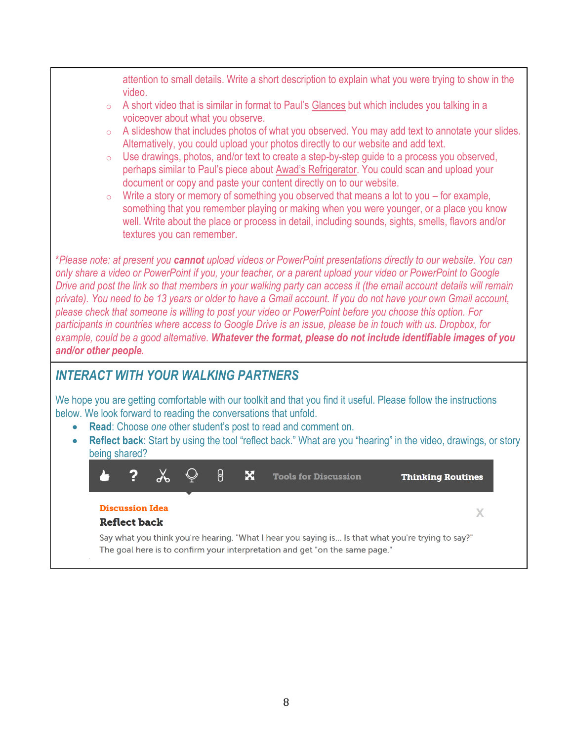attention to small details. Write a short description to explain what you were trying to show in the video.

- A short video that is similar in format to Paul's Glances but which includes you talking in a voiceover about what you observe.
- A slideshow that includes photos of what you observed. You may add text to annotate your slides. Alternatively, you could upload your photos directly to our website and add text.
- Use drawings, photos, and/or text to create a step-by-step guide to a process you observed, perhaps similar to Paul's piece about Awad's Refrigerator. You could scan and upload your document or copy and paste your content directly on to our website.
- Write a story or memory of something you observed that means a lot to you – for example, something that you remember playing or making when you were younger, or a place you know well. Write about the place or process in detail, including sounds, sights, smells, flavors and/or textures you can remember.

*\*Please note: at present you **cannot** upload videos or PowerPoint presentations directly to our website. You can only share a video or PowerPoint if you, your teacher, or a parent upload your video or PowerPoint to Google Drive and post the link so that members in your walking party can access it (the email account details will remain private). You need to be 13 years or older to have a Gmail account. If you do not have your own Gmail account, please check that someone is willing to post your video or PowerPoint before you choose this option. For participants in countries where access to Google Drive is an issue, please be in touch with us. Dropbox, for example, could be a good alternative. **Whatever the format, please do not include identifiable images of you and/or other people.***

## *INTERACT WITH YOUR WALKING PARTNERS*

We hope you are getting comfortable with our toolkit and that you find it useful. Please follow the instructions below. We look forward to reading the conversations that unfold.

- **Read**: Choose *one* other student's post to read and comment on.
- **Reflect back**: Start by using the tool "reflect back." What are you "hearing" in the video, drawings, or story being shared?

Tools for Discussion | Thinking Routines

**Discussion Idea**

**Reflect back**

Say what you think you're hearing. "What I hear you saying is... Is that what you're trying to say?" The goal here is to confirm your interpretation and get "on the same page."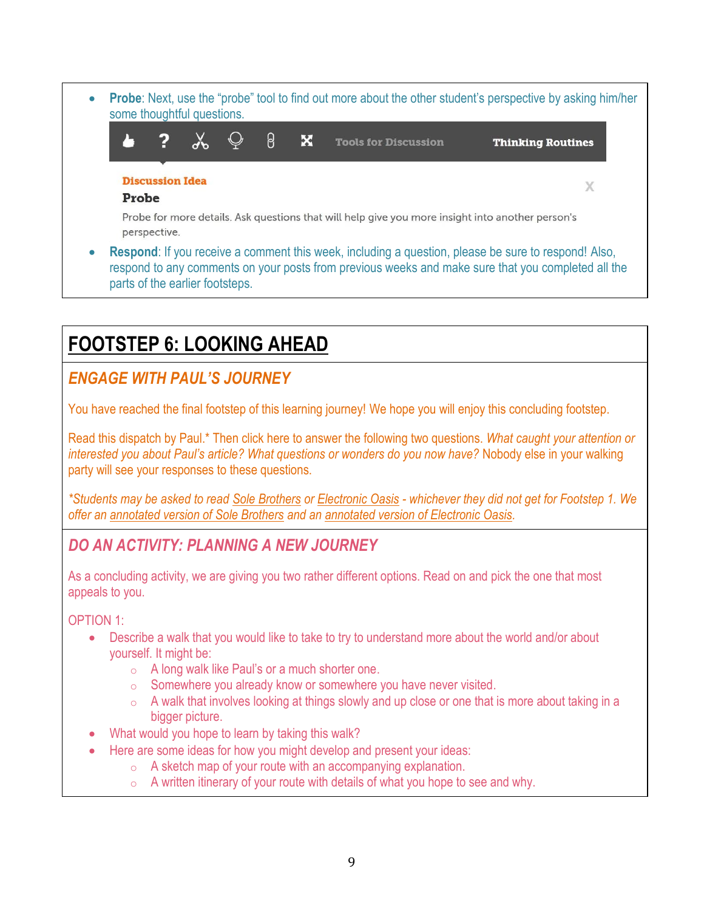- **Probe**: Next, use the "probe" tool to find out more about the other student's perspective by asking him/her some thoughtful questions.

  Tools for Discussion    **Thinking Routines**

  **Discussion Idea**

  **Probe**

  Probe for more details. Ask questions that will help give you more insight into another person's perspective.

- **Respond**: If you receive a comment this week, including a question, please be sure to respond! Also, respond to any comments on your posts from previous weeks and make sure that you completed all the parts of the earlier footsteps.

# FOOTSTEP 6: LOOKING AHEAD

## *ENGAGE WITH PAUL'S JOURNEY*

You have reached the final footstep of this learning journey! We hope you will enjoy this concluding footstep.

Read this dispatch by Paul.* Then click here to answer the following two questions. *What caught your attention or interested you about Paul's article? What questions or wonders do you now have?* Nobody else in your walking party will see your responses to these questions.

**Students may be asked to read Sole Brothers or Electronic Oasis - whichever they did not get for Footstep 1. We offer an annotated version of Sole Brothers and an annotated version of Electronic Oasis.*

## *DO AN ACTIVITY: PLANNING A NEW JOURNEY*

As a concluding activity, we are giving you two rather different options. Read on and pick the one that most appeals to you.

OPTION 1:

- Describe a walk that you would like to take to try to understand more about the world and/or about yourself. It might be:
  - A long walk like Paul's or a much shorter one.
  - Somewhere you already know or somewhere you have never visited.
  - A walk that involves looking at things slowly and up close or one that is more about taking in a bigger picture.
- What would you hope to learn by taking this walk?
- Here are some ideas for how you might develop and present your ideas:
  - A sketch map of your route with an accompanying explanation.
  - A written itinerary of your route with details of what you hope to see and why.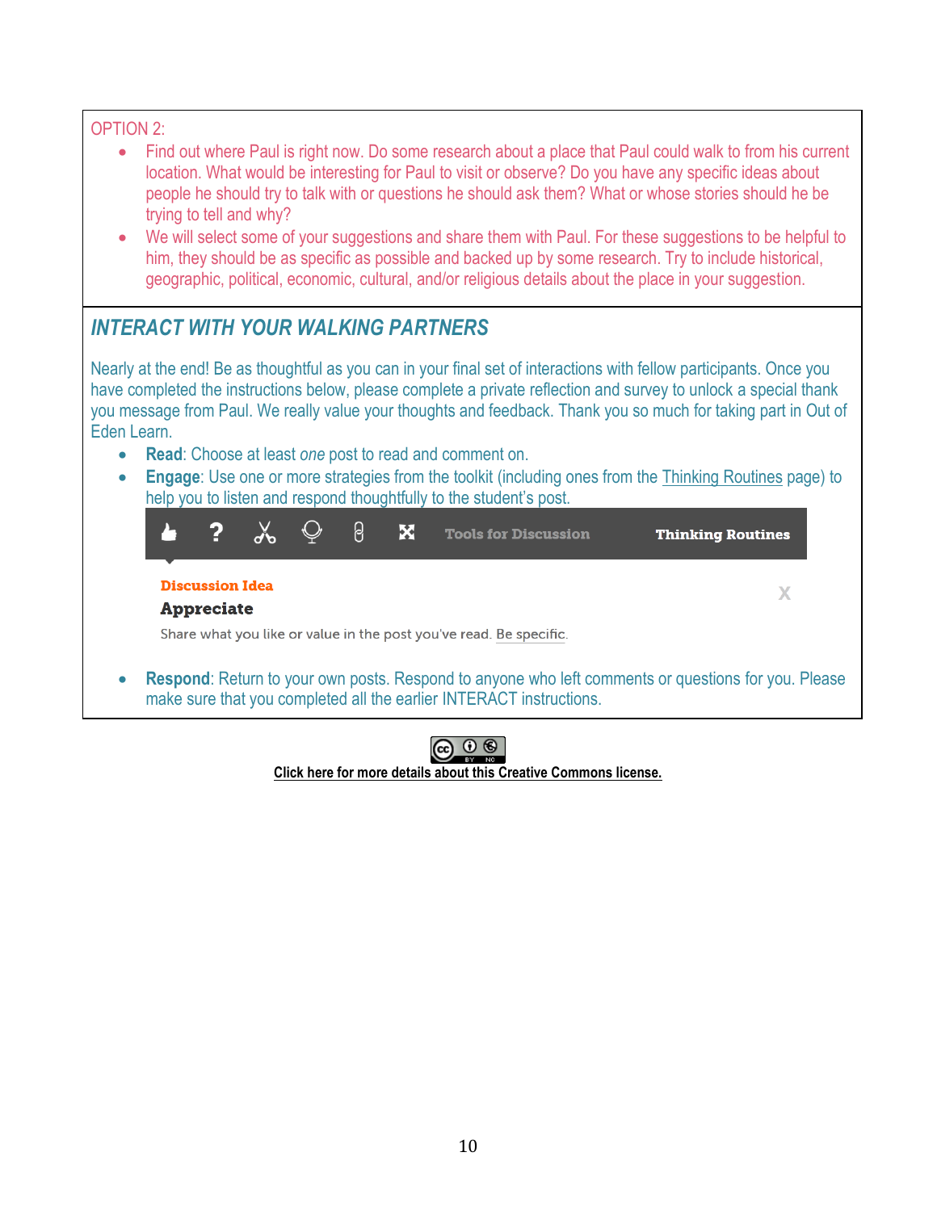OPTION 2:

- Find out where Paul is right now. Do some research about a place that Paul could walk to from his current location. What would be interesting for Paul to visit or observe? Do you have any specific ideas about people he should try to talk with or questions he should ask them? What or whose stories should he be trying to tell and why?
- We will select some of your suggestions and share them with Paul. For these suggestions to be helpful to him, they should be as specific as possible and backed up by some research. Try to include historical, geographic, political, economic, cultural, and/or religious details about the place in your suggestion.

## *INTERACT WITH YOUR WALKING PARTNERS*

Nearly at the end! Be as thoughtful as you can in your final set of interactions with fellow participants. Once you have completed the instructions below, please complete a private reflection and survey to unlock a special thank you message from Paul. We really value your thoughts and feedback. Thank you so much for taking part in Out of Eden Learn.

- **Read**: Choose at least *one* post to read and comment on.
- **Engage**: Use one or more strategies from the toolkit (including ones from the Thinking Routines page) to help you to listen and respond thoughtfully to the student's post.

  Tools for Discussion    **Thinking Routines**

  **Discussion Idea**

  **Appreciate**

  Share what you like or value in the post you've read. Be specific.

- **Respond**: Return to your own posts. Respond to anyone who left comments or questions for you. Please make sure that you completed all the earlier INTERACT instructions.

**Click here for more details about this Creative Commons license.**